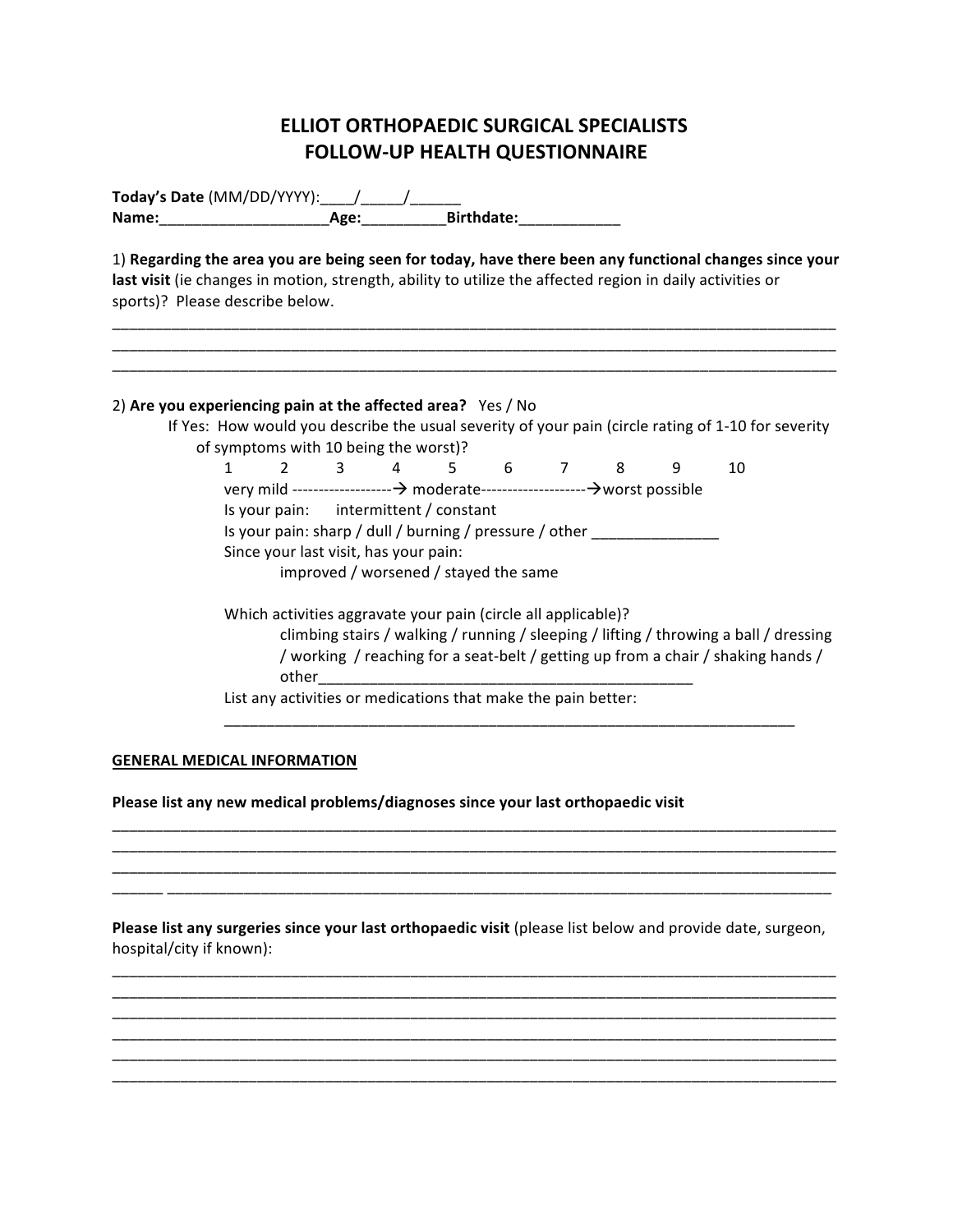# ELLIOT ORTHOPAEDIC SURGICAL SPECIALISTS
# FOLLOW-UP HEALTH QUESTIONNAIRE

**Today's Date** (MM/DD/YYYY):____/_____/______

**Name:**____________________**Age:**__________**Birthdate:**____________

1) **Regarding the area you are being seen for today, have there been any functional changes since your last visit** (ie changes in motion, strength, ability to utilize the affected region in daily activities or sports)? Please describe below.

______________________________________________________________________________________
______________________________________________________________________________________
______________________________________________________________________________________

2) **Are you experiencing pain at the affected area?** Yes / No

If Yes: How would you describe the usual severity of your pain (circle rating of 1-10 for severity of symptoms with 10 being the worst)?

1 2 3 4 5 6 7 8 9 10

very mild -------------------→ moderate--------------------→worst possible

Is your pain: intermittent / constant

Is your pain: sharp / dull / burning / pressure / other _______________

Since your last visit, has your pain:

improved / worsened / stayed the same

Which activities aggravate your pain (circle all applicable)?

climbing stairs / walking / running / sleeping / lifting / throwing a ball / dressing / working / reaching for a seat-belt / getting up from a chair / shaking hands / other_____________________________________________

List any activities or medications that make the pain better:

_______________________________________________________________________

**GENERAL MEDICAL INFORMATION**

**Please list any new medical problems/diagnoses since your last orthopaedic visit**

______________________________________________________________________________________
______________________________________________________________________________________
______________________________________________________________________________________
______ ______________________________________________________________________________

**Please list any surgeries since your last orthopaedic visit** (please list below and provide date, surgeon, hospital/city if known):

______________________________________________________________________________________
______________________________________________________________________________________
______________________________________________________________________________________
______________________________________________________________________________________
______________________________________________________________________________________
______________________________________________________________________________________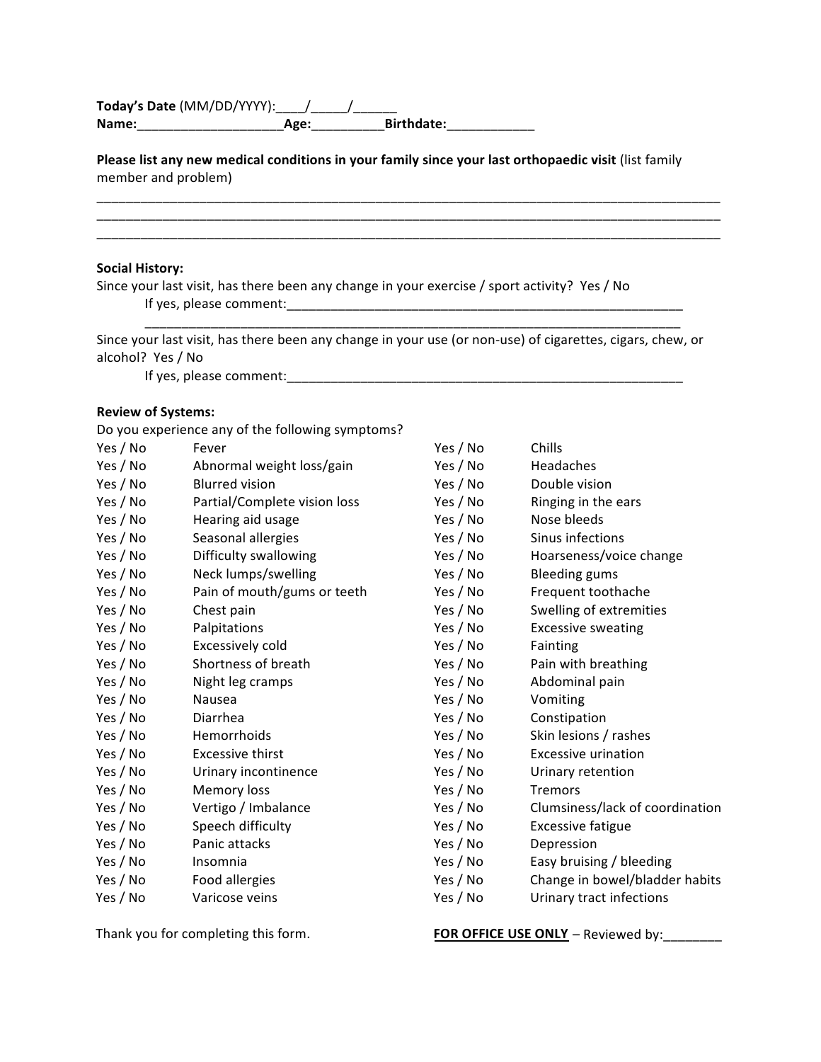**Today's Date** (MM/DD/YYYY):____/_____/______
**Name:**____________________**Age:**__________**Birthdate:**____________

**Please list any new medical conditions in your family since your last orthopaedic visit** (list family member and problem)

______________________________________________________________________________________
______________________________________________________________________________________
______________________________________________________________________________________

**Social History:**

Since your last visit, has there been any change in your exercise / sport activity? Yes / No

If yes, please comment:__________________________________________________________
______________________________________________________________________________

Since your last visit, has there been any change in your use (or non-use) of cigarettes, cigars, chew, or alcohol? Yes / No

If yes, please comment:__________________________________________________________

**Review of Systems:**

Do you experience any of the following symptoms?

| | | | |
|---|---|---|---|
| Yes / No | Fever | Yes / No | Chills |
| Yes / No | Abnormal weight loss/gain | Yes / No | Headaches |
| Yes / No | Blurred vision | Yes / No | Double vision |
| Yes / No | Partial/Complete vision loss | Yes / No | Ringing in the ears |
| Yes / No | Hearing aid usage | Yes / No | Nose bleeds |
| Yes / No | Seasonal allergies | Yes / No | Sinus infections |
| Yes / No | Difficulty swallowing | Yes / No | Hoarseness/voice change |
| Yes / No | Neck lumps/swelling | Yes / No | Bleeding gums |
| Yes / No | Pain of mouth/gums or teeth | Yes / No | Frequent toothache |
| Yes / No | Chest pain | Yes / No | Swelling of extremities |
| Yes / No | Palpitations | Yes / No | Excessive sweating |
| Yes / No | Excessively cold | Yes / No | Fainting |
| Yes / No | Shortness of breath | Yes / No | Pain with breathing |
| Yes / No | Night leg cramps | Yes / No | Abdominal pain |
| Yes / No | Nausea | Yes / No | Vomiting |
| Yes / No | Diarrhea | Yes / No | Constipation |
| Yes / No | Hemorrhoids | Yes / No | Skin lesions / rashes |
| Yes / No | Excessive thirst | Yes / No | Excessive urination |
| Yes / No | Urinary incontinence | Yes / No | Urinary retention |
| Yes / No | Memory loss | Yes / No | Tremors |
| Yes / No | Vertigo / Imbalance | Yes / No | Clumsiness/lack of coordination |
| Yes / No | Speech difficulty | Yes / No | Excessive fatigue |
| Yes / No | Panic attacks | Yes / No | Depression |
| Yes / No | Insomnia | Yes / No | Easy bruising / bleeding |
| Yes / No | Food allergies | Yes / No | Change in bowel/bladder habits |
| Yes / No | Varicose veins | Yes / No | Urinary tract infections |

Thank you for completing this form.

**FOR OFFICE USE ONLY** – Reviewed by:________